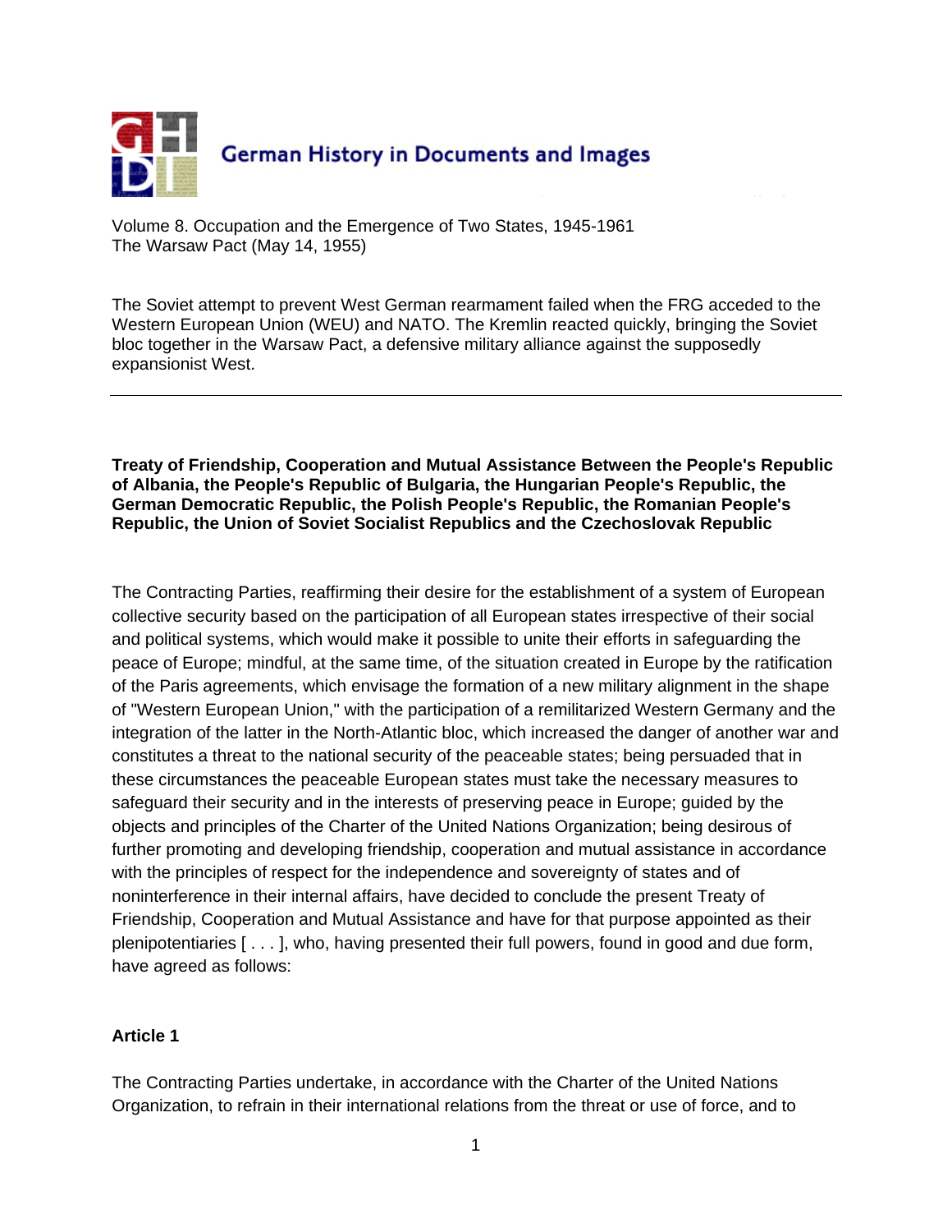German History in Documents and Images

Volume 8. Occupation and the Emergence of Two States, 1945-1961
The Warsaw Pact (May 14, 1955)

The Soviet attempt to prevent West German rearmament failed when the FRG acceded to the Western European Union (WEU) and NATO. The Kremlin reacted quickly, bringing the Soviet bloc together in the Warsaw Pact, a defensive military alliance against the supposedly expansionist West.

---

**Treaty of Friendship, Cooperation and Mutual Assistance Between the People's Republic of Albania, the People's Republic of Bulgaria, the Hungarian People's Republic, the German Democratic Republic, the Polish People's Republic, the Romanian People's Republic, the Union of Soviet Socialist Republics and the Czechoslovak Republic**

The Contracting Parties, reaffirming their desire for the establishment of a system of European collective security based on the participation of all European states irrespective of their social and political systems, which would make it possible to unite their efforts in safeguarding the peace of Europe; mindful, at the same time, of the situation created in Europe by the ratification of the Paris agreements, which envisage the formation of a new military alignment in the shape of "Western European Union," with the participation of a remilitarized Western Germany and the integration of the latter in the North-Atlantic bloc, which increased the danger of another war and constitutes a threat to the national security of the peaceable states; being persuaded that in these circumstances the peaceable European states must take the necessary measures to safeguard their security and in the interests of preserving peace in Europe; guided by the objects and principles of the Charter of the United Nations Organization; being desirous of further promoting and developing friendship, cooperation and mutual assistance in accordance with the principles of respect for the independence and sovereignty of states and of noninterference in their internal affairs, have decided to conclude the present Treaty of Friendship, Cooperation and Mutual Assistance and have for that purpose appointed as their plenipotentiaries [ . . . ], who, having presented their full powers, found in good and due form, have agreed as follows:

**Article 1**

The Contracting Parties undertake, in accordance with the Charter of the United Nations Organization, to refrain in their international relations from the threat or use of force, and to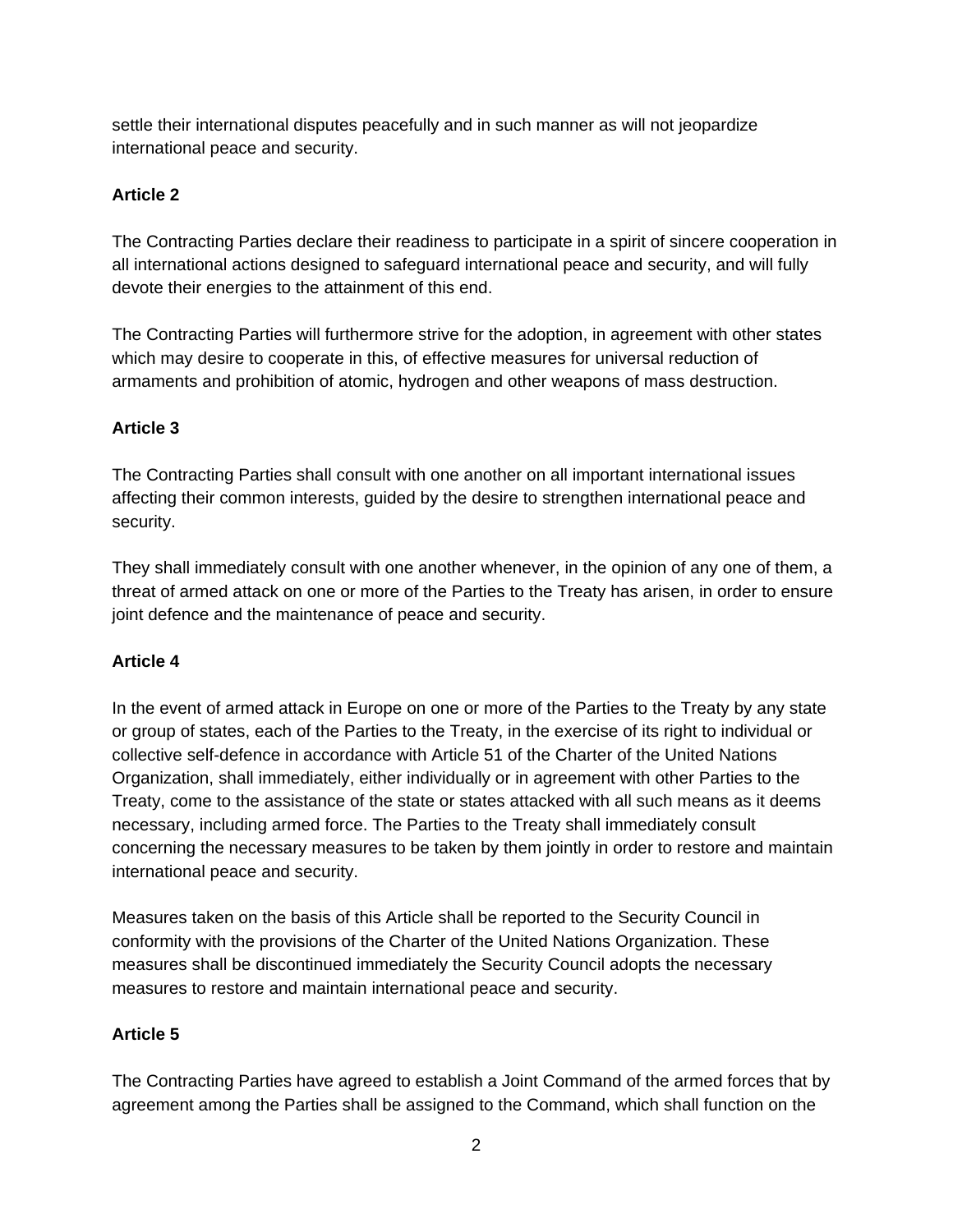settle their international disputes peacefully and in such manner as will not jeopardize international peace and security.

**Article 2**

The Contracting Parties declare their readiness to participate in a spirit of sincere cooperation in all international actions designed to safeguard international peace and security, and will fully devote their energies to the attainment of this end.

The Contracting Parties will furthermore strive for the adoption, in agreement with other states which may desire to cooperate in this, of effective measures for universal reduction of armaments and prohibition of atomic, hydrogen and other weapons of mass destruction.

**Article 3**

The Contracting Parties shall consult with one another on all important international issues affecting their common interests, guided by the desire to strengthen international peace and security.

They shall immediately consult with one another whenever, in the opinion of any one of them, a threat of armed attack on one or more of the Parties to the Treaty has arisen, in order to ensure joint defence and the maintenance of peace and security.

**Article 4**

In the event of armed attack in Europe on one or more of the Parties to the Treaty by any state or group of states, each of the Parties to the Treaty, in the exercise of its right to individual or collective self-defence in accordance with Article 51 of the Charter of the United Nations Organization, shall immediately, either individually or in agreement with other Parties to the Treaty, come to the assistance of the state or states attacked with all such means as it deems necessary, including armed force. The Parties to the Treaty shall immediately consult concerning the necessary measures to be taken by them jointly in order to restore and maintain international peace and security.

Measures taken on the basis of this Article shall be reported to the Security Council in conformity with the provisions of the Charter of the United Nations Organization. These measures shall be discontinued immediately the Security Council adopts the necessary measures to restore and maintain international peace and security.

**Article 5**

The Contracting Parties have agreed to establish a Joint Command of the armed forces that by agreement among the Parties shall be assigned to the Command, which shall function on the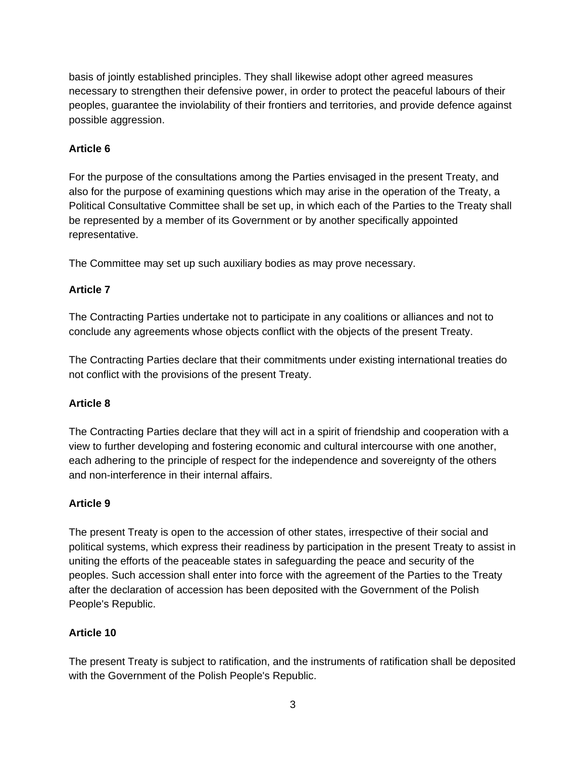basis of jointly established principles. They shall likewise adopt other agreed measures necessary to strengthen their defensive power, in order to protect the peaceful labours of their peoples, guarantee the inviolability of their frontiers and territories, and provide defence against possible aggression.

**Article 6**

For the purpose of the consultations among the Parties envisaged in the present Treaty, and also for the purpose of examining questions which may arise in the operation of the Treaty, a Political Consultative Committee shall be set up, in which each of the Parties to the Treaty shall be represented by a member of its Government or by another specifically appointed representative.

The Committee may set up such auxiliary bodies as may prove necessary.

**Article 7**

The Contracting Parties undertake not to participate in any coalitions or alliances and not to conclude any agreements whose objects conflict with the objects of the present Treaty.

The Contracting Parties declare that their commitments under existing international treaties do not conflict with the provisions of the present Treaty.

**Article 8**

The Contracting Parties declare that they will act in a spirit of friendship and cooperation with a view to further developing and fostering economic and cultural intercourse with one another, each adhering to the principle of respect for the independence and sovereignty of the others and non-interference in their internal affairs.

**Article 9**

The present Treaty is open to the accession of other states, irrespective of their social and political systems, which express their readiness by participation in the present Treaty to assist in uniting the efforts of the peaceable states in safeguarding the peace and security of the peoples. Such accession shall enter into force with the agreement of the Parties to the Treaty after the declaration of accession has been deposited with the Government of the Polish People's Republic.

**Article 10**

The present Treaty is subject to ratification, and the instruments of ratification shall be deposited with the Government of the Polish People's Republic.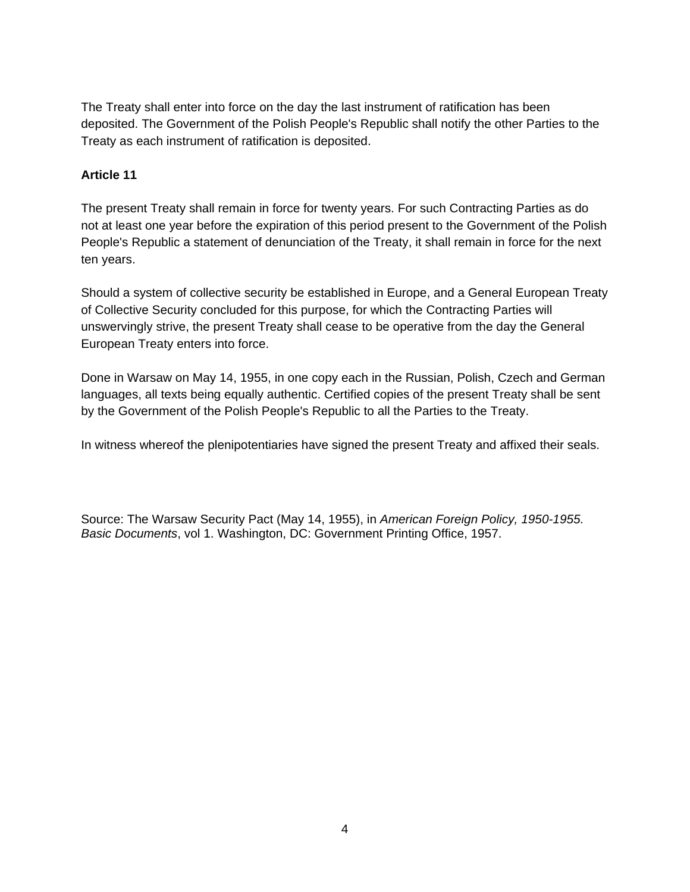The Treaty shall enter into force on the day the last instrument of ratification has been deposited. The Government of the Polish People's Republic shall notify the other Parties to the Treaty as each instrument of ratification is deposited.

**Article 11**

The present Treaty shall remain in force for twenty years. For such Contracting Parties as do not at least one year before the expiration of this period present to the Government of the Polish People's Republic a statement of denunciation of the Treaty, it shall remain in force for the next ten years.

Should a system of collective security be established in Europe, and a General European Treaty of Collective Security concluded for this purpose, for which the Contracting Parties will unswervingly strive, the present Treaty shall cease to be operative from the day the General European Treaty enters into force.

Done in Warsaw on May 14, 1955, in one copy each in the Russian, Polish, Czech and German languages, all texts being equally authentic. Certified copies of the present Treaty shall be sent by the Government of the Polish People's Republic to all the Parties to the Treaty.

In witness whereof the plenipotentiaries have signed the present Treaty and affixed their seals.

Source: The Warsaw Security Pact (May 14, 1955), in *American Foreign Policy, 1950-1955. Basic Documents*, vol 1. Washington, DC: Government Printing Office, 1957.